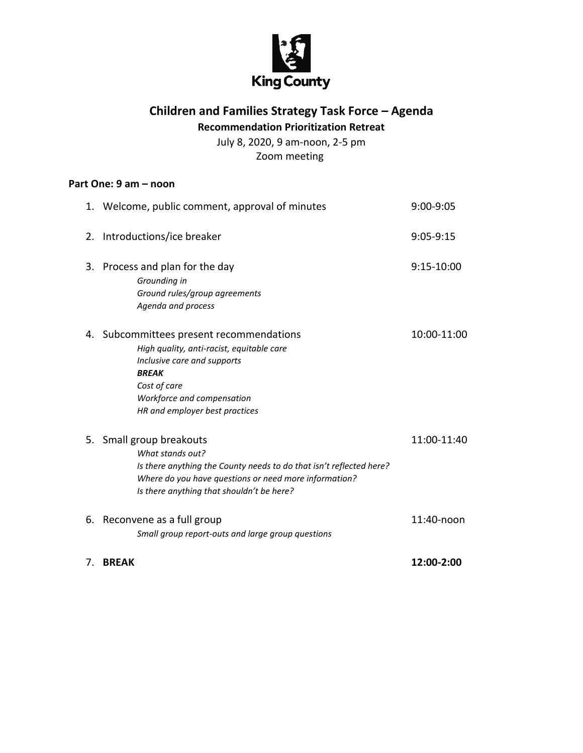King County

# Children and Families Strategy Task Force – Agenda

**Recommendation Prioritization Retreat**

July 8, 2020, 9 am-noon, 2-5 pm

Zoom meeting

### Part One: 9 am – noon

1. Welcome, public comment, approval of minutes — 9:00-9:05

2. Introductions/ice breaker — 9:05-9:15

3. Process and plan for the day — 9:15-10:00
   - *Grounding in*
   - *Ground rules/group agreements*
   - *Agenda and process*

4. Subcommittees present recommendations — 10:00-11:00
   - *High quality, anti-racist, equitable care*
   - *Inclusive care and supports*
   - ***BREAK***
   - *Cost of care*
   - *Workforce and compensation*
   - *HR and employer best practices*

5. Small group breakouts — 11:00-11:40
   - *What stands out?*
   - *Is there anything the County needs to do that isn't reflected here?*
   - *Where do you have questions or need more information?*
   - *Is there anything that shouldn't be here?*

6. Reconvene as a full group — 11:40-noon
   - *Small group report-outs and large group questions*

7. **BREAK** — **12:00-2:00**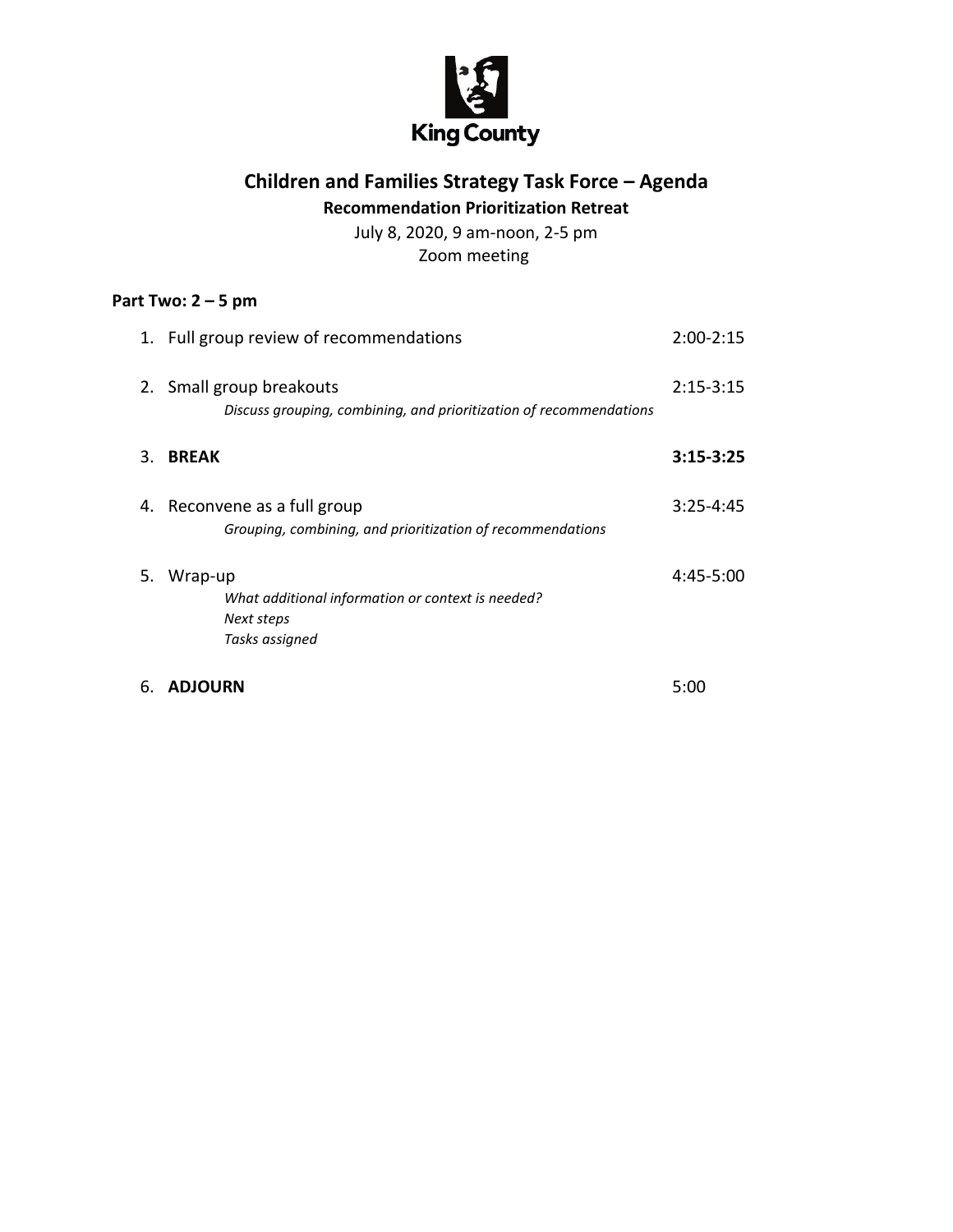King County

# Children and Families Strategy Task Force – Agenda

**Recommendation Prioritization Retreat**

July 8, 2020, 9 am-noon, 2-5 pm

Zoom meeting

### Part Two: 2 – 5 pm

| | | |
|---|---|---|
| 1. | Full group review of recommendations | 2:00-2:15 |
| 2. | Small group breakouts<br>*Discuss grouping, combining, and prioritization of recommendations* | 2:15-3:15 |
| 3. | **BREAK** | **3:15-3:25** |
| 4. | Reconvene as a full group<br>*Grouping, combining, and prioritization of recommendations* | 3:25-4:45 |
| 5. | Wrap-up<br>*What additional information or context is needed?*<br>*Next steps*<br>*Tasks assigned* | 4:45-5:00 |
| 6. | **ADJOURN** | 5:00 |